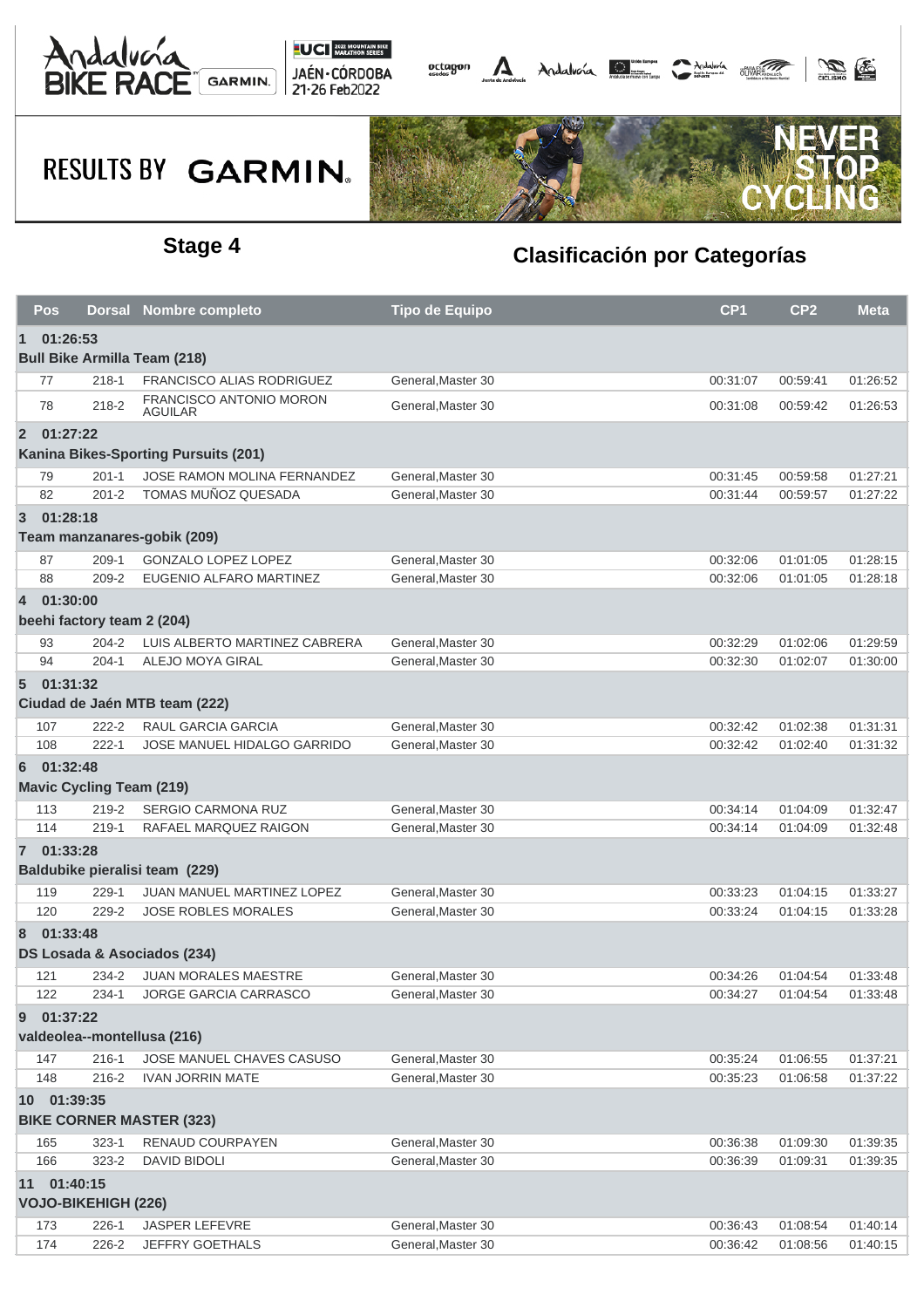## Stage 4

## Clasificación por Categorías

| Pos | Dorsal | Nombre completo | Tipo de Equipo | CP1 | CP2 | Meta |
|---|---|---|---|---|---|---|
| **1 01:26:53** | | | | | | |
| **Bull Bike Armilla Team (218)** | | | | | | |
| 77 | 218-1 | FRANCISCO ALIAS RODRIGUEZ | General,Master 30 | 00:31:07 | 00:59:41 | 01:26:52 |
| 78 | 218-2 | FRANCISCO ANTONIO MORON AGUILAR | General,Master 30 | 00:31:08 | 00:59:42 | 01:26:53 |
| **2 01:27:22** | | | | | | |
| **Kanina Bikes-Sporting Pursuits (201)** | | | | | | |
| 79 | 201-1 | JOSE RAMON MOLINA FERNANDEZ | General,Master 30 | 00:31:45 | 00:59:58 | 01:27:21 |
| 82 | 201-2 | TOMAS MUÑOZ QUESADA | General,Master 30 | 00:31:44 | 00:59:57 | 01:27:22 |
| **3 01:28:18** | | | | | | |
| **Team manzanares-gobik (209)** | | | | | | |
| 87 | 209-1 | GONZALO LOPEZ LOPEZ | General,Master 30 | 00:32:06 | 01:01:05 | 01:28:15 |
| 88 | 209-2 | EUGENIO ALFARO MARTINEZ | General,Master 30 | 00:32:06 | 01:01:05 | 01:28:18 |
| **4 01:30:00** | | | | | | |
| **beehi factory team 2 (204)** | | | | | | |
| 93 | 204-2 | LUIS ALBERTO MARTINEZ CABRERA | General,Master 30 | 00:32:29 | 01:02:06 | 01:29:59 |
| 94 | 204-1 | ALEJO MOYA GIRAL | General,Master 30 | 00:32:30 | 01:02:07 | 01:30:00 |
| **5 01:31:32** | | | | | | |
| **Ciudad de Jaén MTB team (222)** | | | | | | |
| 107 | 222-2 | RAUL GARCIA GARCIA | General,Master 30 | 00:32:42 | 01:02:38 | 01:31:31 |
| 108 | 222-1 | JOSE MANUEL HIDALGO GARRIDO | General,Master 30 | 00:32:42 | 01:02:40 | 01:31:32 |
| **6 01:32:48** | | | | | | |
| **Mavic Cycling Team (219)** | | | | | | |
| 113 | 219-2 | SERGIO CARMONA RUZ | General,Master 30 | 00:34:14 | 01:04:09 | 01:32:47 |
| 114 | 219-1 | RAFAEL MARQUEZ RAIGON | General,Master 30 | 00:34:14 | 01:04:09 | 01:32:48 |
| **7 01:33:28** | | | | | | |
| **Baldubike pieralisi team (229)** | | | | | | |
| 119 | 229-1 | JUAN MANUEL MARTINEZ LOPEZ | General,Master 30 | 00:33:23 | 01:04:15 | 01:33:27 |
| 120 | 229-2 | JOSE ROBLES MORALES | General,Master 30 | 00:33:24 | 01:04:15 | 01:33:28 |
| **8 01:33:48** | | | | | | |
| **DS Losada & Asociados (234)** | | | | | | |
| 121 | 234-2 | JUAN MORALES MAESTRE | General,Master 30 | 00:34:26 | 01:04:54 | 01:33:48 |
| 122 | 234-1 | JORGE GARCIA CARRASCO | General,Master 30 | 00:34:27 | 01:04:54 | 01:33:48 |
| **9 01:37:22** | | | | | | |
| **valdeolea--montellusa (216)** | | | | | | |
| 147 | 216-1 | JOSE MANUEL CHAVES CASUSO | General,Master 30 | 00:35:24 | 01:06:55 | 01:37:21 |
| 148 | 216-2 | IVAN JORRIN MATE | General,Master 30 | 00:35:23 | 01:06:58 | 01:37:22 |
| **10 01:39:35** | | | | | | |
| **BIKE CORNER MASTER (323)** | | | | | | |
| 165 | 323-1 | RENAUD COURPAYEN | General,Master 30 | 00:36:38 | 01:09:30 | 01:39:35 |
| 166 | 323-2 | DAVID BIDOLI | General,Master 30 | 00:36:39 | 01:09:31 | 01:39:35 |
| **11 01:40:15** | | | | | | |
| **VOJO-BIKEHIGH (226)** | | | | | | |
| 173 | 226-1 | JASPER LEFEVRE | General,Master 30 | 00:36:43 | 01:08:54 | 01:40:14 |
| 174 | 226-2 | JEFFRY GOETHALS | General,Master 30 | 00:36:42 | 01:08:56 | 01:40:15 |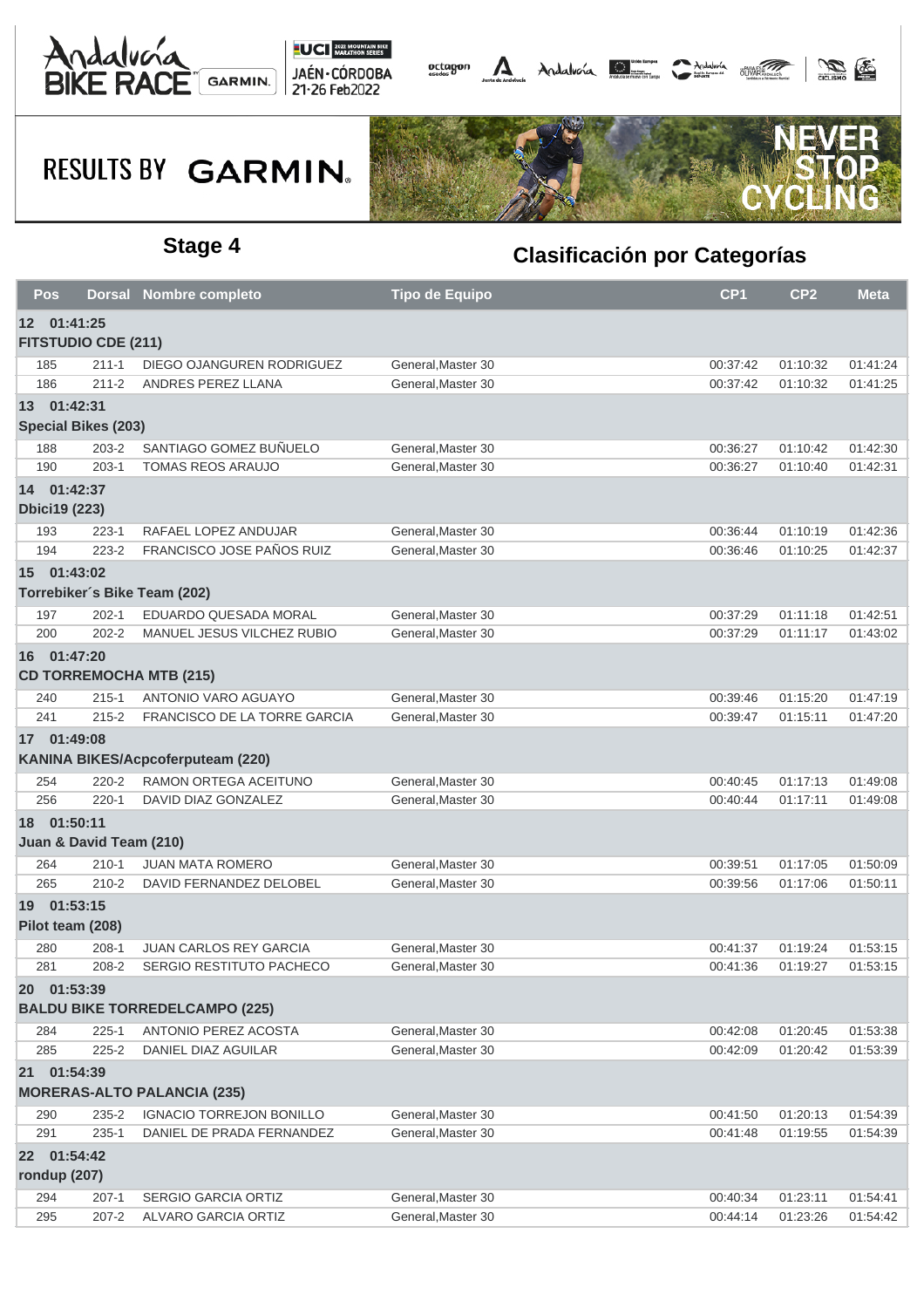## Stage 4

## Clasificación por Categorías

| Pos | Dorsal | Nombre completo | Tipo de Equipo | CP1 | CP2 | Meta |
|---|---|---|---|---|---|---|
| **12 01:41:25** | | | | | | |
| **FITSTUDIO CDE (211)** | | | | | | |
| 185 | 211-1 | DIEGO OJANGUREN RODRIGUEZ | General,Master 30 | 00:37:42 | 01:10:32 | 01:41:24 |
| 186 | 211-2 | ANDRES PEREZ LLANA | General,Master 30 | 00:37:42 | 01:10:32 | 01:41:25 |
| **13 01:42:31** | | | | | | |
| **Special Bikes (203)** | | | | | | |
| 188 | 203-2 | SANTIAGO GOMEZ BUÑUELO | General,Master 30 | 00:36:27 | 01:10:42 | 01:42:30 |
| 190 | 203-1 | TOMAS REOS ARAUJO | General,Master 30 | 00:36:27 | 01:10:40 | 01:42:31 |
| **14 01:42:37** | | | | | | |
| **Dbici19 (223)** | | | | | | |
| 193 | 223-1 | RAFAEL LOPEZ ANDUJAR | General,Master 30 | 00:36:44 | 01:10:19 | 01:42:36 |
| 194 | 223-2 | FRANCISCO JOSE PAÑOS RUIZ | General,Master 30 | 00:36:46 | 01:10:25 | 01:42:37 |
| **15 01:43:02** | | | | | | |
| **Torrebiker´s Bike Team (202)** | | | | | | |
| 197 | 202-1 | EDUARDO QUESADA MORAL | General,Master 30 | 00:37:29 | 01:11:18 | 01:42:51 |
| 200 | 202-2 | MANUEL JESUS VILCHEZ RUBIO | General,Master 30 | 00:37:29 | 01:11:17 | 01:43:02 |
| **16 01:47:20** | | | | | | |
| **CD TORREMOCHA MTB (215)** | | | | | | |
| 240 | 215-1 | ANTONIO VARO AGUAYO | General,Master 30 | 00:39:46 | 01:15:20 | 01:47:19 |
| 241 | 215-2 | FRANCISCO DE LA TORRE GARCIA | General,Master 30 | 00:39:47 | 01:15:11 | 01:47:20 |
| **17 01:49:08** | | | | | | |
| **KANINA BIKES/Acpcoferputeam (220)** | | | | | | |
| 254 | 220-2 | RAMON ORTEGA ACEITUNO | General,Master 30 | 00:40:45 | 01:17:13 | 01:49:08 |
| 256 | 220-1 | DAVID DIAZ GONZALEZ | General,Master 30 | 00:40:44 | 01:17:11 | 01:49:08 |
| **18 01:50:11** | | | | | | |
| **Juan & David Team (210)** | | | | | | |
| 264 | 210-1 | JUAN MATA ROMERO | General,Master 30 | 00:39:51 | 01:17:05 | 01:50:09 |
| 265 | 210-2 | DAVID FERNANDEZ DELOBEL | General,Master 30 | 00:39:56 | 01:17:06 | 01:50:11 |
| **19 01:53:15** | | | | | | |
| **Pilot team (208)** | | | | | | |
| 280 | 208-1 | JUAN CARLOS REY GARCIA | General,Master 30 | 00:41:37 | 01:19:24 | 01:53:15 |
| 281 | 208-2 | SERGIO RESTITUTO PACHECO | General,Master 30 | 00:41:36 | 01:19:27 | 01:53:15 |
| **20 01:53:39** | | | | | | |
| **BALDU BIKE TORREDELCAMPO (225)** | | | | | | |
| 284 | 225-1 | ANTONIO PEREZ ACOSTA | General,Master 30 | 00:42:08 | 01:20:45 | 01:53:38 |
| 285 | 225-2 | DANIEL DIAZ AGUILAR | General,Master 30 | 00:42:09 | 01:20:42 | 01:53:39 |
| **21 01:54:39** | | | | | | |
| **MORERAS-ALTO PALANCIA (235)** | | | | | | |
| 290 | 235-2 | IGNACIO TORREJON BONILLO | General,Master 30 | 00:41:50 | 01:20:13 | 01:54:39 |
| 291 | 235-1 | DANIEL DE PRADA FERNANDEZ | General,Master 30 | 00:41:48 | 01:19:55 | 01:54:39 |
| **22 01:54:42** | | | | | | |
| **rondup (207)** | | | | | | |
| 294 | 207-1 | SERGIO GARCIA ORTIZ | General,Master 30 | 00:40:34 | 01:23:11 | 01:54:41 |
| 295 | 207-2 | ALVARO GARCIA ORTIZ | General,Master 30 | 00:44:14 | 01:23:26 | 01:54:42 |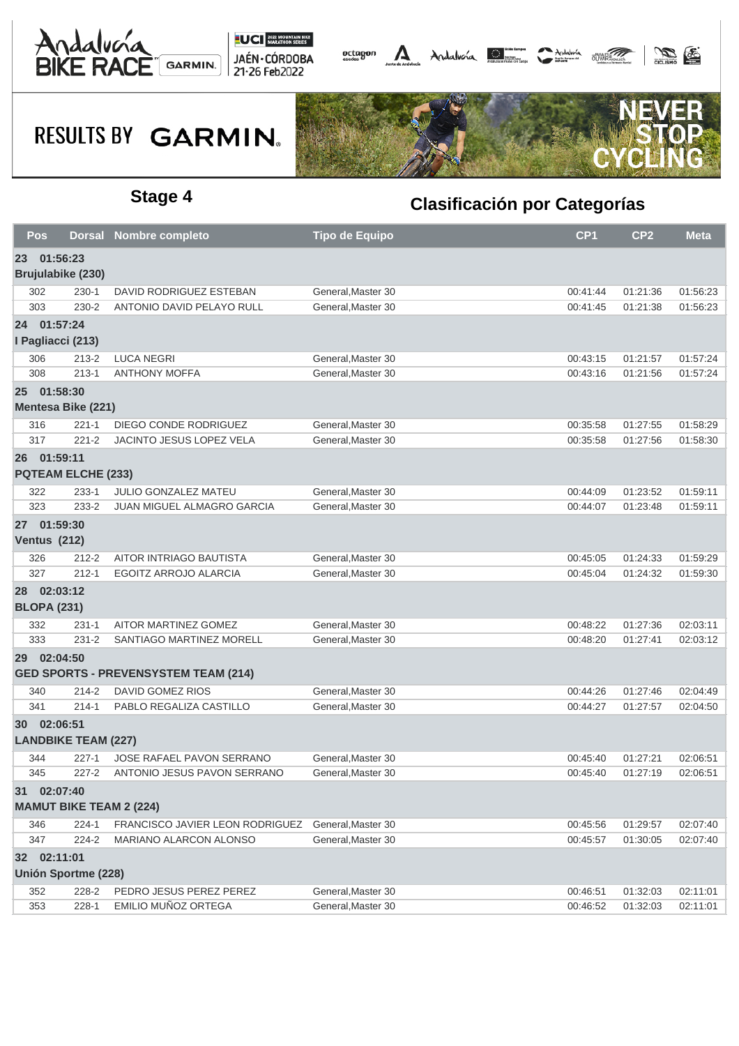## Stage 4

## Clasificación por Categorías

| Pos | Dorsal | Nombre completo | Tipo de Equipo | CP1 | CP2 | Meta |
|---|---|---|---|---|---|---|
| **23 01:56:23** | | | | | | |
| **Brujulabike (230)** | | | | | | |
| 302 | 230-1 | DAVID RODRIGUEZ ESTEBAN | General,Master 30 | 00:41:44 | 01:21:36 | 01:56:23 |
| 303 | 230-2 | ANTONIO DAVID PELAYO RULL | General,Master 30 | 00:41:45 | 01:21:38 | 01:56:23 |
| **24 01:57:24** | | | | | | |
| **I Pagliacci (213)** | | | | | | |
| 306 | 213-2 | LUCA NEGRI | General,Master 30 | 00:43:15 | 01:21:57 | 01:57:24 |
| 308 | 213-1 | ANTHONY MOFFA | General,Master 30 | 00:43:16 | 01:21:56 | 01:57:24 |
| **25 01:58:30** | | | | | | |
| **Mentesa Bike (221)** | | | | | | |
| 316 | 221-1 | DIEGO CONDE RODRIGUEZ | General,Master 30 | 00:35:58 | 01:27:55 | 01:58:29 |
| 317 | 221-2 | JACINTO JESUS LOPEZ VELA | General,Master 30 | 00:35:58 | 01:27:56 | 01:58:30 |
| **26 01:59:11** | | | | | | |
| **PQTEAM ELCHE (233)** | | | | | | |
| 322 | 233-1 | JULIO GONZALEZ MATEU | General,Master 30 | 00:44:09 | 01:23:52 | 01:59:11 |
| 323 | 233-2 | JUAN MIGUEL ALMAGRO GARCIA | General,Master 30 | 00:44:07 | 01:23:48 | 01:59:11 |
| **27 01:59:30** | | | | | | |
| **Ventus (212)** | | | | | | |
| 326 | 212-2 | AITOR INTRIAGO BAUTISTA | General,Master 30 | 00:45:05 | 01:24:33 | 01:59:29 |
| 327 | 212-1 | EGOITZ ARROJO ALARCIA | General,Master 30 | 00:45:04 | 01:24:32 | 01:59:30 |
| **28 02:03:12** | | | | | | |
| **BLOPA (231)** | | | | | | |
| 332 | 231-1 | AITOR MARTINEZ GOMEZ | General,Master 30 | 00:48:22 | 01:27:36 | 02:03:11 |
| 333 | 231-2 | SANTIAGO MARTINEZ MORELL | General,Master 30 | 00:48:20 | 01:27:41 | 02:03:12 |
| **29 02:04:50** | | | | | | |
| **GED SPORTS - PREVENSYSTEM TEAM (214)** | | | | | | |
| 340 | 214-2 | DAVID GOMEZ RIOS | General,Master 30 | 00:44:26 | 01:27:46 | 02:04:49 |
| 341 | 214-1 | PABLO REGALIZA CASTILLO | General,Master 30 | 00:44:27 | 01:27:57 | 02:04:50 |
| **30 02:06:51** | | | | | | |
| **LANDBIKE TEAM (227)** | | | | | | |
| 344 | 227-1 | JOSE RAFAEL PAVON SERRANO | General,Master 30 | 00:45:40 | 01:27:21 | 02:06:51 |
| 345 | 227-2 | ANTONIO JESUS PAVON SERRANO | General,Master 30 | 00:45:40 | 01:27:19 | 02:06:51 |
| **31 02:07:40** | | | | | | |
| **MAMUT BIKE TEAM 2 (224)** | | | | | | |
| 346 | 224-1 | FRANCISCO JAVIER LEON RODRIGUEZ | General,Master 30 | 00:45:56 | 01:29:57 | 02:07:40 |
| 347 | 224-2 | MARIANO ALARCON ALONSO | General,Master 30 | 00:45:57 | 01:30:05 | 02:07:40 |
| **32 02:11:01** | | | | | | |
| **Unión Sportme (228)** | | | | | | |
| 352 | 228-2 | PEDRO JESUS PEREZ PEREZ | General,Master 30 | 00:46:51 | 01:32:03 | 02:11:01 |
| 353 | 228-1 | EMILIO MUÑOZ ORTEGA | General,Master 30 | 00:46:52 | 01:32:03 | 02:11:01 |